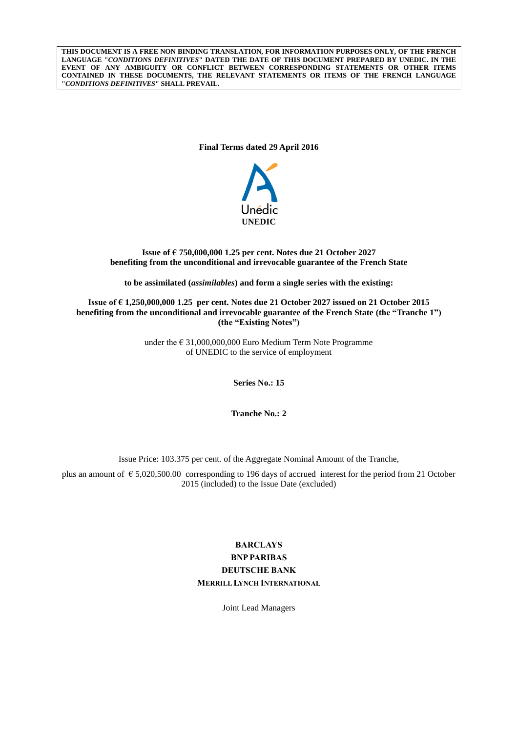**THIS DOCUMENT IS A FREE NON BINDING TRANSLATION, FOR INFORMATION PURPOSES ONLY, OF THE FRENCH LANGUAGE "*CONDITIONS DEFINITIVES*" DATED THE DATE OF THIS DOCUMENT PREPARED BY UNEDIC. IN THE EVENT OF ANY AMBIGUITY OR CONFLICT BETWEEN CORRESPONDING STATEMENTS OR OTHER ITEMS CONTAINED IN THESE DOCUMENTS, THE RELEVANT STATEMENTS OR ITEMS OF THE FRENCH LANGUAGE "*CONDITIONS DEFINITIVES*" SHALL PREVAIL.**

**Final Terms dated 29 April 2016**

Unédic

**UNEDIC**

**Issue of € 750,000,000 1.25 per cent. Notes due 21 October 2027 benefiting from the unconditional and irrevocable guarantee of the French State**

**to be assimilated (*assimilables*) and form a single series with the existing:**

**Issue of € 1,250,000,000 1.25 per cent. Notes due 21 October 2027 issued on 21 October 2015 benefiting from the unconditional and irrevocable guarantee of the French State (the "Tranche 1") (the "Existing Notes")**

under the € 31,000,000,000 Euro Medium Term Note Programme of UNEDIC to the service of employment

**Series No.: 15**

**Tranche No.: 2**

Issue Price: 103.375 per cent. of the Aggregate Nominal Amount of the Tranche,

plus an amount of € 5,020,500.00 corresponding to 196 days of accrued interest for the period from 21 October 2015 (included) to the Issue Date (excluded)

**BARCLAYS**

**BNP PARIBAS**

**DEUTSCHE BANK**

**MERRILL LYNCH INTERNATIONAL**

Joint Lead Managers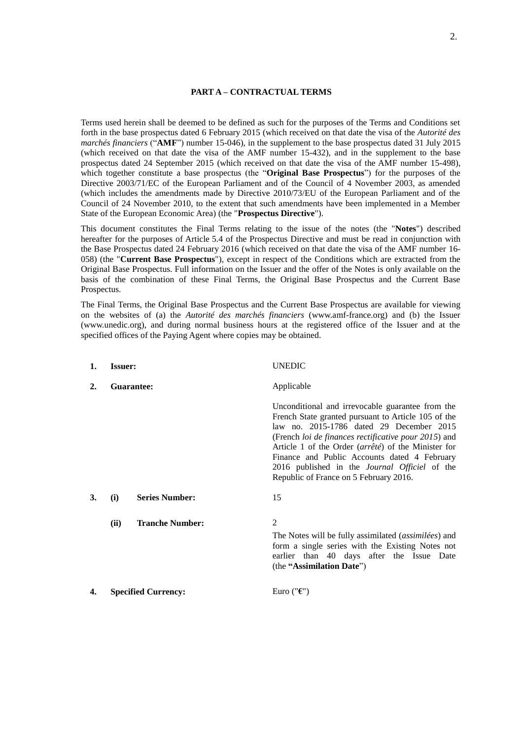## PART A – CONTRACTUAL TERMS

Terms used herein shall be deemed to be defined as such for the purposes of the Terms and Conditions set forth in the base prospectus dated 6 February 2015 (which received on that date the visa of the *Autorité des marchés financiers* ("**AMF**") number 15-046), in the supplement to the base prospectus dated 31 July 2015 (which received on that date the visa of the AMF number 15-432), and in the supplement to the base prospectus dated 24 September 2015 (which received on that date the visa of the AMF number 15-498), which together constitute a base prospectus (the "**Original Base Prospectus**") for the purposes of the Directive 2003/71/EC of the European Parliament and of the Council of 4 November 2003, as amended (which includes the amendments made by Directive 2010/73/EU of the European Parliament and of the Council of 24 November 2010, to the extent that such amendments have been implemented in a Member State of the European Economic Area) (the "**Prospectus Directive**").

This document constitutes the Final Terms relating to the issue of the notes (the "**Notes**") described hereafter for the purposes of Article 5.4 of the Prospectus Directive and must be read in conjunction with the Base Prospectus dated 24 February 2016 (which received on that date the visa of the AMF number 16-058) (the "**Current Base Prospectus**"), except in respect of the Conditions which are extracted from the Original Base Prospectus. Full information on the Issuer and the offer of the Notes is only available on the basis of the combination of these Final Terms, the Original Base Prospectus and the Current Base Prospectus.

The Final Terms, the Original Base Prospectus and the Current Base Prospectus are available for viewing on the websites of (a) the *Autorité des marchés financiers* (www.amf-france.org) and (b) the Issuer (www.unedic.org), and during normal business hours at the registered office of the Issuer and at the specified offices of the Paying Agent where copies may be obtained.

| | | |
|---|---|---|
| **1.** | **Issuer:** | UNEDIC |
| **2.** | **Guarantee:** | Applicable<br><br>Unconditional and irrevocable guarantee from the French State granted pursuant to Article 105 of the law no. 2015-1786 dated 29 December 2015 (French *loi de finances rectificative pour 2015*) and Article 1 of the Order (*arrêté*) of the Minister for Finance and Public Accounts dated 4 February 2016 published in the *Journal Officiel* of the Republic of France on 5 February 2016. |
| **3.** | **(i) Series Number:** | 15 |
| | **(ii) Tranche Number:** | 2<br><br>The Notes will be fully assimilated (*assimilées*) and form a single series with the Existing Notes not earlier than 40 days after the Issue Date (the **"Assimilation Date**") |
| **4.** | **Specified Currency:** | Euro ("**€**") |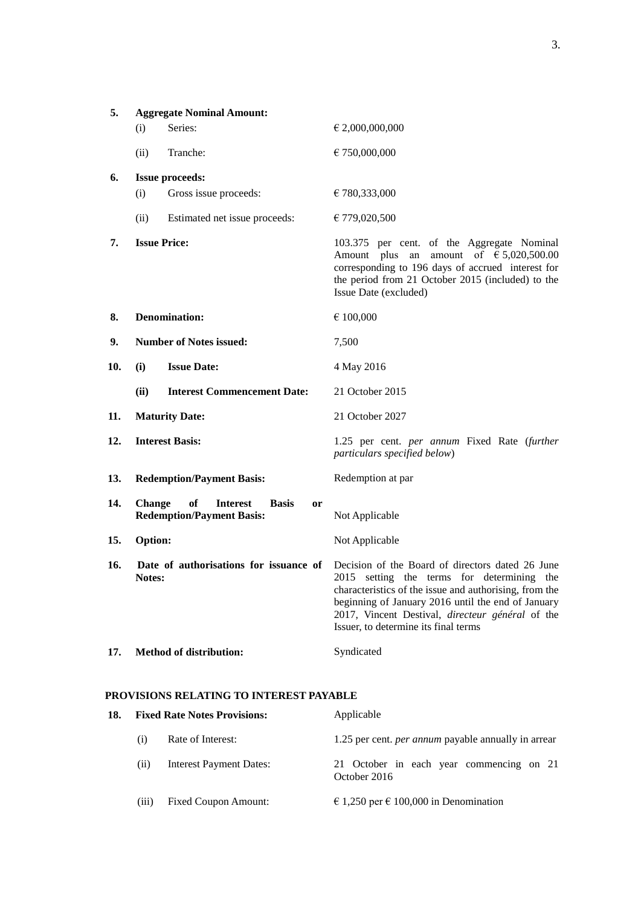| | | |
|---|---|---|
| **5.** | **Aggregate Nominal Amount:** | |
| | (i) Series: | € 2,000,000,000 |
| | (ii) Tranche: | € 750,000,000 |
| **6.** | **Issue proceeds:** | |
| | (i) Gross issue proceeds: | € 780,333,000 |
| | (ii) Estimated net issue proceeds: | € 779,020,500 |
| **7.** | **Issue Price:** | 103.375 per cent. of the Aggregate Nominal Amount plus an amount of € 5,020,500.00 corresponding to 196 days of accrued interest for the period from 21 October 2015 (included) to the Issue Date (excluded) |
| **8.** | **Denomination:** | € 100,000 |
| **9.** | **Number of Notes issued:** | 7,500 |
| **10.** | **(i) Issue Date:** | 4 May 2016 |
| | **(ii) Interest Commencement Date:** | 21 October 2015 |
| **11.** | **Maturity Date:** | 21 October 2027 |
| **12.** | **Interest Basis:** | 1.25 per cent. *per annum* Fixed Rate (*further particulars specified below*) |
| **13.** | **Redemption/Payment Basis:** | Redemption at par |
| **14.** | **Change of Interest Basis or Redemption/Payment Basis:** | Not Applicable |
| **15.** | **Option:** | Not Applicable |
| **16.** | **Date of authorisations for issuance of Notes:** | Decision of the Board of directors dated 26 June 2015 setting the terms for determining the characteristics of the issue and authorising, from the beginning of January 2016 until the end of January 2017, Vincent Destival, *directeur général* of the Issuer, to determine its final terms |
| **17.** | **Method of distribution:** | Syndicated |

**PROVISIONS RELATING TO INTEREST PAYABLE**

| | | |
|---|---|---|
| **18.** | **Fixed Rate Notes Provisions:** | Applicable |
| | (i) Rate of Interest: | 1.25 per cent. *per annum* payable annually in arrear |
| | (ii) Interest Payment Dates: | 21 October in each year commencing on 21 October 2016 |
| | (iii) Fixed Coupon Amount: | € 1,250 per € 100,000 in Denomination |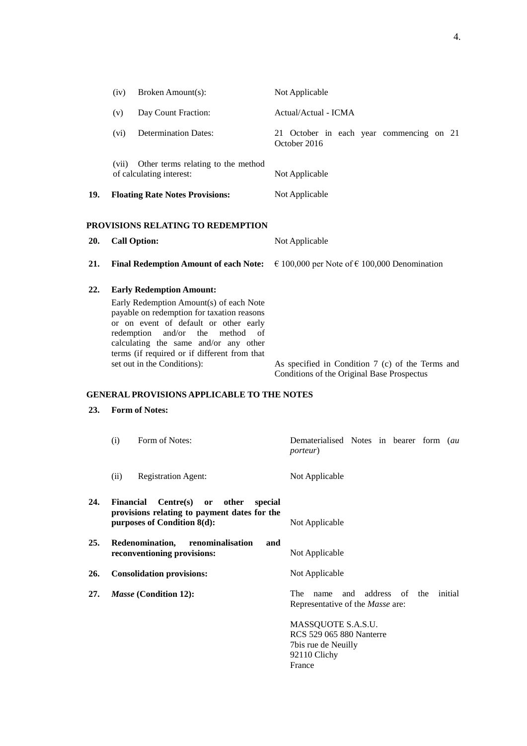| | | |
|---|---|---|
| | (iv) Broken Amount(s): | Not Applicable |
| | (v) Day Count Fraction: | Actual/Actual - ICMA |
| | (vi) Determination Dates: | 21 October in each year commencing on 21 October 2016 |
| | (vii) Other terms relating to the method of calculating interest: | Not Applicable |
| **19.** | **Floating Rate Notes Provisions:** | Not Applicable |

**PROVISIONS RELATING TO REDEMPTION**

| | | |
|---|---|---|
| **20.** | **Call Option:** | Not Applicable |
| **21.** | **Final Redemption Amount of each Note:** | € 100,000 per Note of € 100,000 Denomination |
| **22.** | **Early Redemption Amount:** Early Redemption Amount(s) of each Note payable on redemption for taxation reasons or on event of default or other early redemption and/or the method of calculating the same and/or any other terms (if required or if different from that set out in the Conditions): | As specified in Condition 7 (c) of the Terms and Conditions of the Original Base Prospectus |

**GENERAL PROVISIONS APPLICABLE TO THE NOTES**

| | | |
|---|---|---|
| **23.** | **Form of Notes:** | |
| | (i) Form of Notes: | Dematerialised Notes in bearer form (*au porteur*) |
| | (ii) Registration Agent: | Not Applicable |
| **24.** | **Financial Centre(s) or other special provisions relating to payment dates for the purposes of Condition 8(d):** | Not Applicable |
| **25.** | **Redenomination, renominalisation and reconventioning provisions:** | Not Applicable |
| **26.** | **Consolidation provisions:** | Not Applicable |
| **27.** | ***Masse* (Condition 12):** | The name and address of the initial Representative of the *Masse* are:<br><br>MASSQUOTE S.A.S.U.<br>RCS 529 065 880 Nanterre<br>7bis rue de Neuilly<br>92110 Clichy<br>France |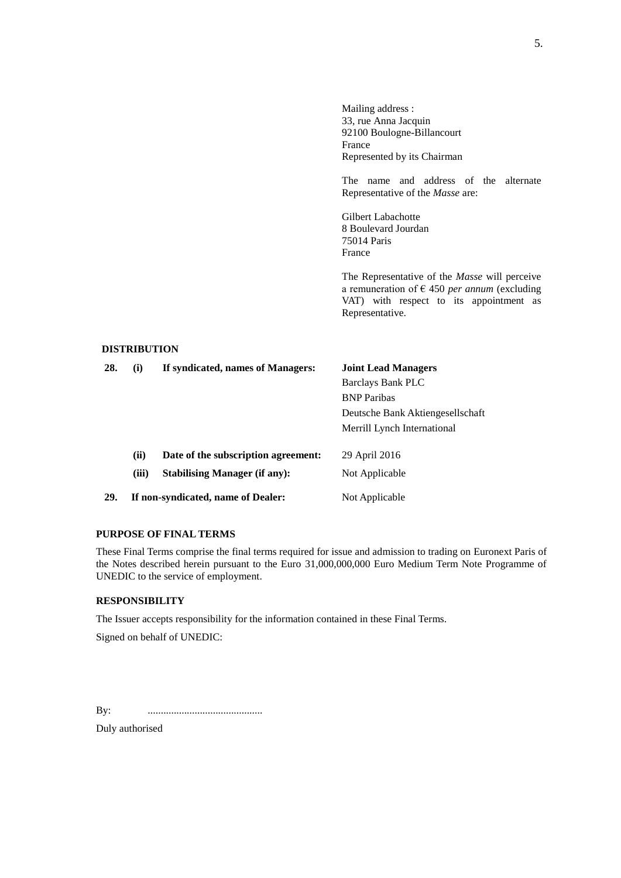Mailing address :
33, rue Anna Jacquin
92100 Boulogne-Billancourt
France
Represented by its Chairman

The name and address of the alternate Representative of the *Masse* are:

Gilbert Labachotte
8 Boulevard Jourdan
75014 Paris
France

The Representative of the *Masse* will perceive a remuneration of € 450 *per annum* (excluding VAT) with respect to its appointment as Representative.

**DISTRIBUTION**

| | | | |
|---|---|---|---|
| **28.** | **(i)** | **If syndicated, names of Managers:** | **Joint Lead Managers**<br>Barclays Bank PLC<br>BNP Paribas<br>Deutsche Bank Aktiengesellschaft<br>Merrill Lynch International |
| | **(ii)** | **Date of the subscription agreement:** | 29 April 2016 |
| | **(iii)** | **Stabilising Manager (if any):** | Not Applicable |
| **29.** | | **If non-syndicated, name of Dealer:** | Not Applicable |

**PURPOSE OF FINAL TERMS**

These Final Terms comprise the final terms required for issue and admission to trading on Euronext Paris of the Notes described herein pursuant to the Euro 31,000,000,000 Euro Medium Term Note Programme of UNEDIC to the service of employment.

**RESPONSIBILITY**

The Issuer accepts responsibility for the information contained in these Final Terms.

Signed on behalf of UNEDIC:

By: ............................................

Duly authorised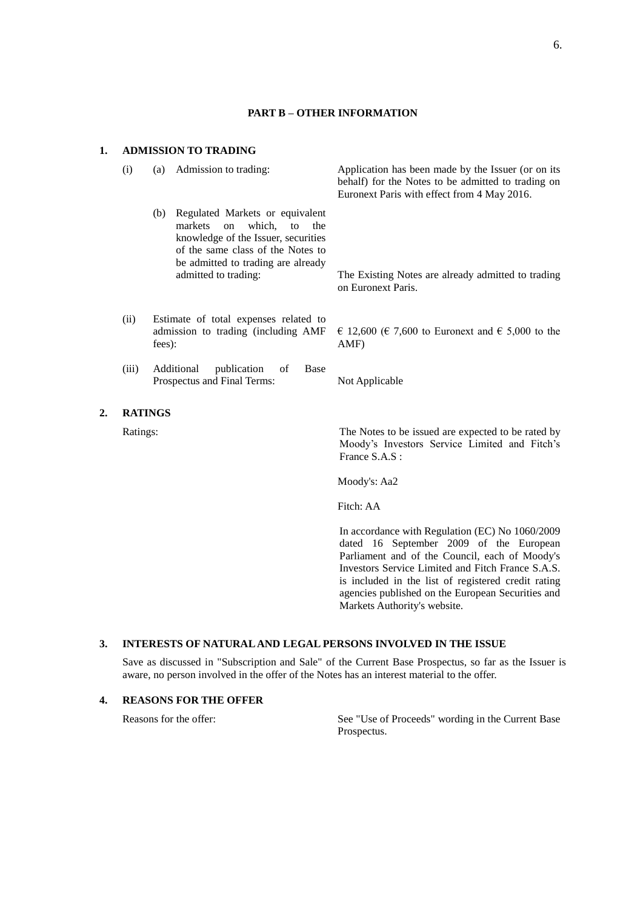## PART B – OTHER INFORMATION

### 1. ADMISSION TO TRADING

| | | |
|---|---|---|
| (i) | (a) Admission to trading: | Application has been made by the Issuer (or on its behalf) for the Notes to be admitted to trading on Euronext Paris with effect from 4 May 2016. |
| | (b) Regulated Markets or equivalent markets on which, to the knowledge of the Issuer, securities of the same class of the Notes to be admitted to trading are already admitted to trading: | The Existing Notes are already admitted to trading on Euronext Paris. |
| (ii) | Estimate of total expenses related to admission to trading (including AMF fees): | € 12,600 (€ 7,600 to Euronext and € 5,000 to the AMF) |
| (iii) | Additional publication of Base Prospectus and Final Terms: | Not Applicable |

### 2. RATINGS

Ratings: The Notes to be issued are expected to be rated by Moody's Investors Service Limited and Fitch's France S.A.S :

Moody's: Aa2

Fitch: AA

In accordance with Regulation (EC) No 1060/2009 dated 16 September 2009 of the European Parliament and of the Council, each of Moody's Investors Service Limited and Fitch France S.A.S. is included in the list of registered credit rating agencies published on the European Securities and Markets Authority's website.

### 3. INTERESTS OF NATURAL AND LEGAL PERSONS INVOLVED IN THE ISSUE

Save as discussed in "Subscription and Sale" of the Current Base Prospectus, so far as the Issuer is aware, no person involved in the offer of the Notes has an interest material to the offer.

### 4. REASONS FOR THE OFFER

Reasons for the offer: See "Use of Proceeds" wording in the Current Base Prospectus.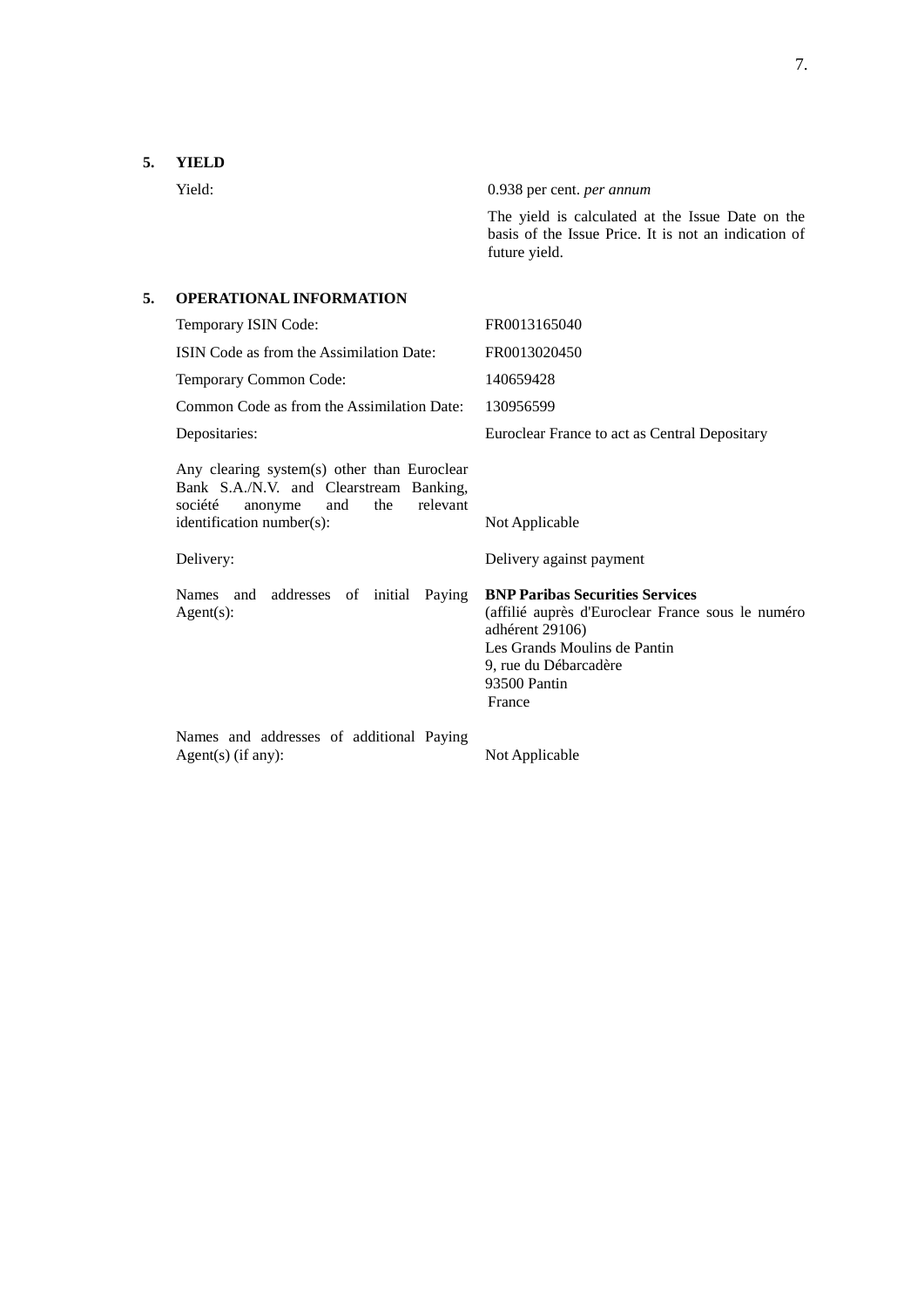## 5. YIELD

| | |
|---|---|
| Yield: | 0.938 per cent. *per annum*<br><br>The yield is calculated at the Issue Date on the basis of the Issue Price. It is not an indication of future yield. |

## 5. OPERATIONAL INFORMATION

| | |
|---|---|
| Temporary ISIN Code: | FR0013165040 |
| ISIN Code as from the Assimilation Date: | FR0013020450 |
| Temporary Common Code: | 140659428 |
| Common Code as from the Assimilation Date: | 130956599 |
| Depositaries: | Euroclear France to act as Central Depositary |
| Any clearing system(s) other than Euroclear Bank S.A./N.V. and Clearstream Banking, société anonyme and the relevant identification number(s): | Not Applicable |
| Delivery: | Delivery against payment |
| Names and addresses of initial Paying Agent(s): | **BNP Paribas Securities Services**<br>(affilié auprès d'Euroclear France sous le numéro adhérent 29106)<br>Les Grands Moulins de Pantin<br>9, rue du Débarcadère<br>93500 Pantin<br>France |
| Names and addresses of additional Paying Agent(s) (if any): | Not Applicable |